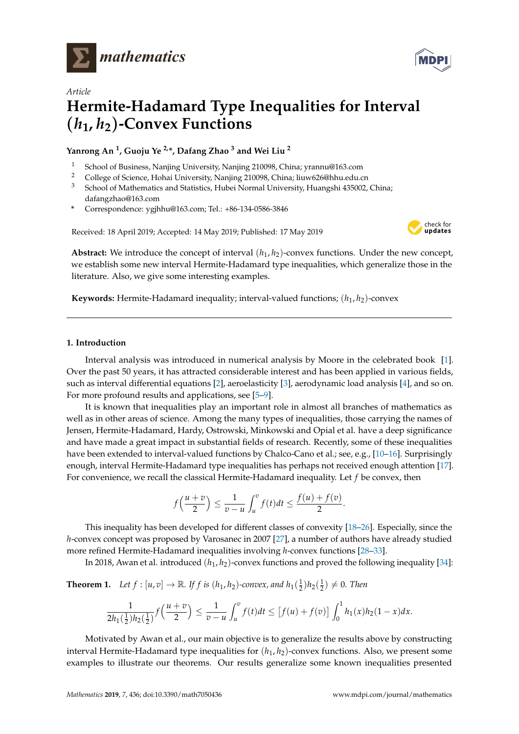*Article*

# Hermite-Hadamard Type Inequalities for Interval $(h_1, h_2)$-Convex Functions

**Yanrong An [1], Guoju Ye [2,*], Dafang Zhao [3] and Wei Liu [2]**

[1] School of Business, Nanjing University, Nanjing 210098, China; yrannu@163.com
[2] College of Science, Hohai University, Nanjing 210098, China; liuw626@hhu.edu.cn
[3] School of Mathematics and Statistics, Hubei Normal University, Huangshi 435002, China; dafangzhao@163.com
* Correspondence: ygjhhu@163.com; Tel.: +86-134-0586-3846

Received: 18 April 2019; Accepted: 14 May 2019; Published: 17 May 2019

**Abstract:** We introduce the concept of interval $(h_1, h_2)$-convex functions. Under the new concept, we establish some new interval Hermite-Hadamard type inequalities, which generalize those in the literature. Also, we give some interesting examples.

**Keywords:** Hermite-Hadamard inequality; interval-valued functions; $(h_1, h_2)$-convex

## 1. Introduction

Interval analysis was introduced in numerical analysis by Moore in the celebrated book [1]. Over the past 50 years, it has attracted considerable interest and has been applied in various fields, such as interval differential equations [2], aeroelasticity [3], aerodynamic load analysis [4], and so on. For more profound results and applications, see [5–9].

It is known that inequalities play an important role in almost all branches of mathematics as well as in other areas of science. Among the many types of inequalities, those carrying the names of Jensen, Hermite-Hadamard, Hardy, Ostrowski, Minkowski and Opial et al. have a deep significance and have made a great impact in substantial fields of research. Recently, some of these inequalities have been extended to interval-valued functions by Chalco-Cano et al.; see, e.g., [10–16]. Surprisingly enough, interval Hermite-Hadamard type inequalities has perhaps not received enough attention [17]. For convenience, we recall the classical Hermite-Hadamard inequality. Let $f$ be convex, then

$$f\left(\frac{u+v}{2}\right) \leq \frac{1}{v-u}\int_u^v f(t)dt \leq \frac{f(u)+f(v)}{2}.$$

This inequality has been developed for different classes of convexity [18–26]. Especially, since the $h$-convex concept was proposed by Varosanec in 2007 [27], a number of authors have already studied more refined Hermite-Hadamard inequalities involving $h$-convex functions [28–33].

In 2018, Awan et al. introduced $(h_1, h_2)$-convex functions and proved the following inequality [34]:

**Theorem 1.** *Let $f : [u, v] \to \mathbb{R}$. If $f$ is $(h_1, h_2)$-convex, and $h_1(\frac{1}{2})h_2(\frac{1}{2}) \neq 0$. Then*

$$\frac{1}{2h_1(\frac{1}{2})h_2(\frac{1}{2})}f\left(\frac{u+v}{2}\right) \leq \frac{1}{v-u}\int_u^v f(t)dt \leq \big[f(u)+f(v)\big]\int_0^1 h_1(x)h_2(1-x)dx.$$

Motivated by Awan et al., our main objective is to generalize the results above by constructing interval Hermite-Hadamard type inequalities for $(h_1, h_2)$-convex functions. Also, we present some examples to illustrate our theorems. Our results generalize some known inequalities presented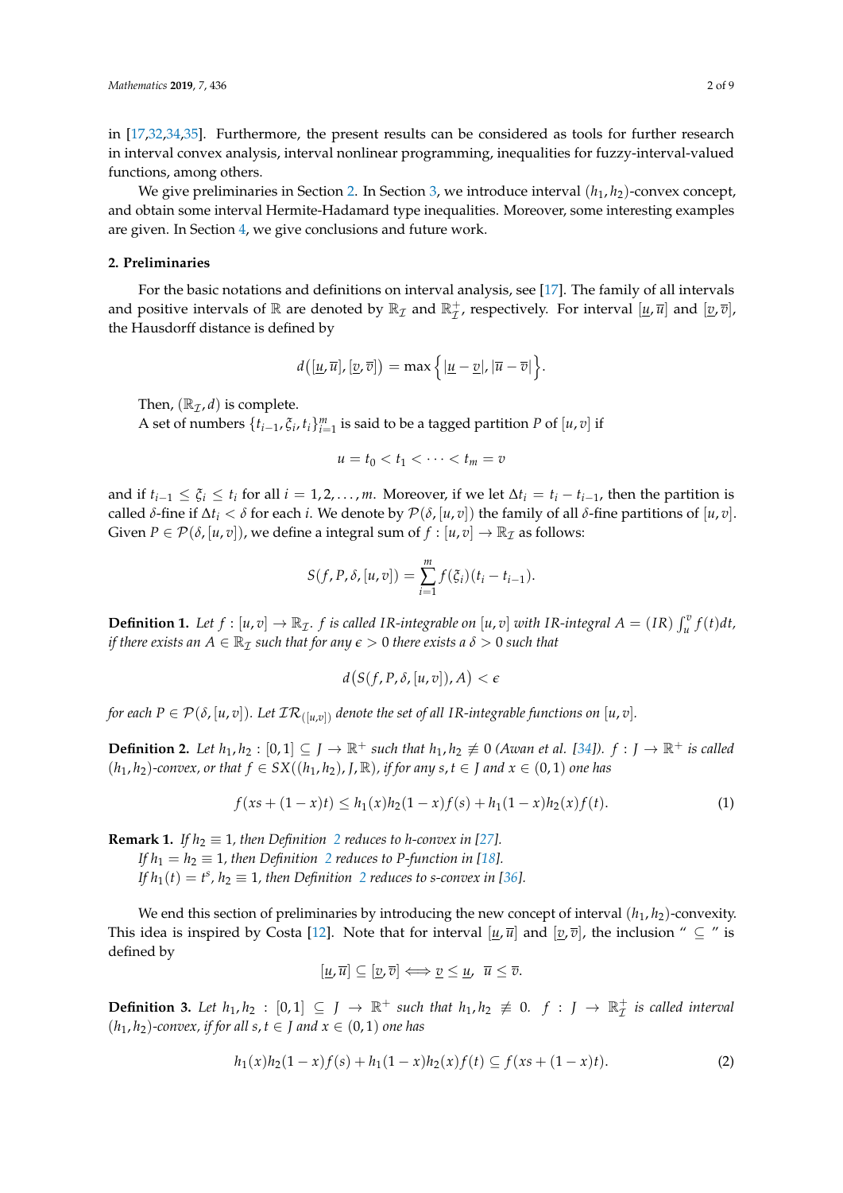in [17,32,34,35]. Furthermore, the present results can be considered as tools for further research in interval convex analysis, interval nonlinear programming, inequalities for fuzzy-interval-valued functions, among others.

We give preliminaries in Section 2. In Section 3, we introduce interval $(h_1, h_2)$-convex concept, and obtain some interval Hermite-Hadamard type inequalities. Moreover, some interesting examples are given. In Section 4, we give conclusions and future work.

## 2. Preliminaries

For the basic notations and definitions on interval analysis, see [17]. The family of all intervals and positive intervals of $\mathbb{R}$ are denoted by $\mathbb{R}_{\mathcal{I}}$ and $\mathbb{R}_{\mathcal{I}}^{+}$, respectively. For interval $[\underline{u}, \overline{u}]$ and $[\underline{v}, \overline{v}]$, the Hausdorff distance is defined by

$$d\big([\underline{u}, \overline{u}], [\underline{v}, \overline{v}]\big) = \max\Big\{|\underline{u} - \underline{v}|, |\overline{u} - \overline{v}|\Big\}.$$

Then, $(\mathbb{R}_{\mathcal{I}}, d)$ is complete.

A set of numbers $\{t_{i-1}, \xi_i, t_i\}_{i=1}^{m}$ is said to be a tagged partition $P$ of $[u, v]$ if

$$u = t_0 < t_1 < \cdots < t_m = v$$

and if $t_{i-1} \leq \xi_i \leq t_i$ for all $i = 1, 2, \ldots, m$. Moreover, if we let $\Delta t_i = t_i - t_{i-1}$, then the partition is called $\delta$-fine if $\Delta t_i < \delta$ for each $i$. We denote by $\mathcal{P}(\delta, [u, v])$ the family of all $\delta$-fine partitions of $[u, v]$. Given $P \in \mathcal{P}(\delta, [u, v])$, we define a integral sum of $f : [u, v] \to \mathbb{R}_{\mathcal{I}}$ as follows:

$$S(f, P, \delta, [u, v]) = \sum_{i=1}^{m} f(\xi_i)(t_i - t_{i-1}).$$

**Definition 1.** *Let $f : [u, v] \to \mathbb{R}_{\mathcal{I}}$. $f$ is called IR-integrable on $[u, v]$ with IR-integral $A = (IR)\int_u^v f(t)dt$, if there exists an $A \in \mathbb{R}_{\mathcal{I}}$ such that for any $\epsilon > 0$ there exists a $\delta > 0$ such that*

$$d\big(S(f, P, \delta, [u, v]), A\big) < \epsilon$$

*for each $P \in \mathcal{P}(\delta, [u, v])$. Let $\mathcal{IR}_{([u,v])}$ denote the set of all IR-integrable functions on $[u, v]$.*

**Definition 2.** *Let $h_1, h_2 : [0, 1] \subseteq J \to \mathbb{R}^{+}$ such that $h_1, h_2 \not\equiv 0$ (Awan et al. [34]). $f : J \to \mathbb{R}^{+}$ is called $(h_1, h_2)$-convex, or that $f \in SX((h_1, h_2), J, \mathbb{R})$, if for any $s, t \in J$ and $x \in (0, 1)$ one has*

$$f(xs + (1 - x)t) \leq h_1(x)h_2(1 - x)f(s) + h_1(1 - x)h_2(x)f(t). \tag{1}$$

**Remark 1.** *If $h_2 \equiv 1$, then Definition 2 reduces to h-convex in [27].*
*If $h_1 = h_2 \equiv 1$, then Definition 2 reduces to P-function in [18].*
*If $h_1(t) = t^s$, $h_2 \equiv 1$, then Definition 2 reduces to s-convex in [36].*

We end this section of preliminaries by introducing the new concept of interval $(h_1, h_2)$-convexity. This idea is inspired by Costa [12]. Note that for interval $[\underline{u}, \overline{u}]$ and $[\underline{v}, \overline{v}]$, the inclusion "$\subseteq$" is defined by

$$[\underline{u}, \overline{u}] \subseteq [\underline{v}, \overline{v}] \Longleftrightarrow \underline{v} \leq \underline{u}, \ \ \overline{u} \leq \overline{v}.$$

**Definition 3.** *Let $h_1, h_2 : [0, 1] \subseteq J \to \mathbb{R}^{+}$ such that $h_1, h_2 \not\equiv 0$. $f : J \to \mathbb{R}_{\mathcal{I}}^{+}$ is called interval $(h_1, h_2)$-convex, if for all $s, t \in J$ and $x \in (0, 1)$ one has*

$$h_1(x)h_2(1 - x)f(s) + h_1(1 - x)h_2(x)f(t) \subseteq f(xs + (1 - x)t). \tag{2}$$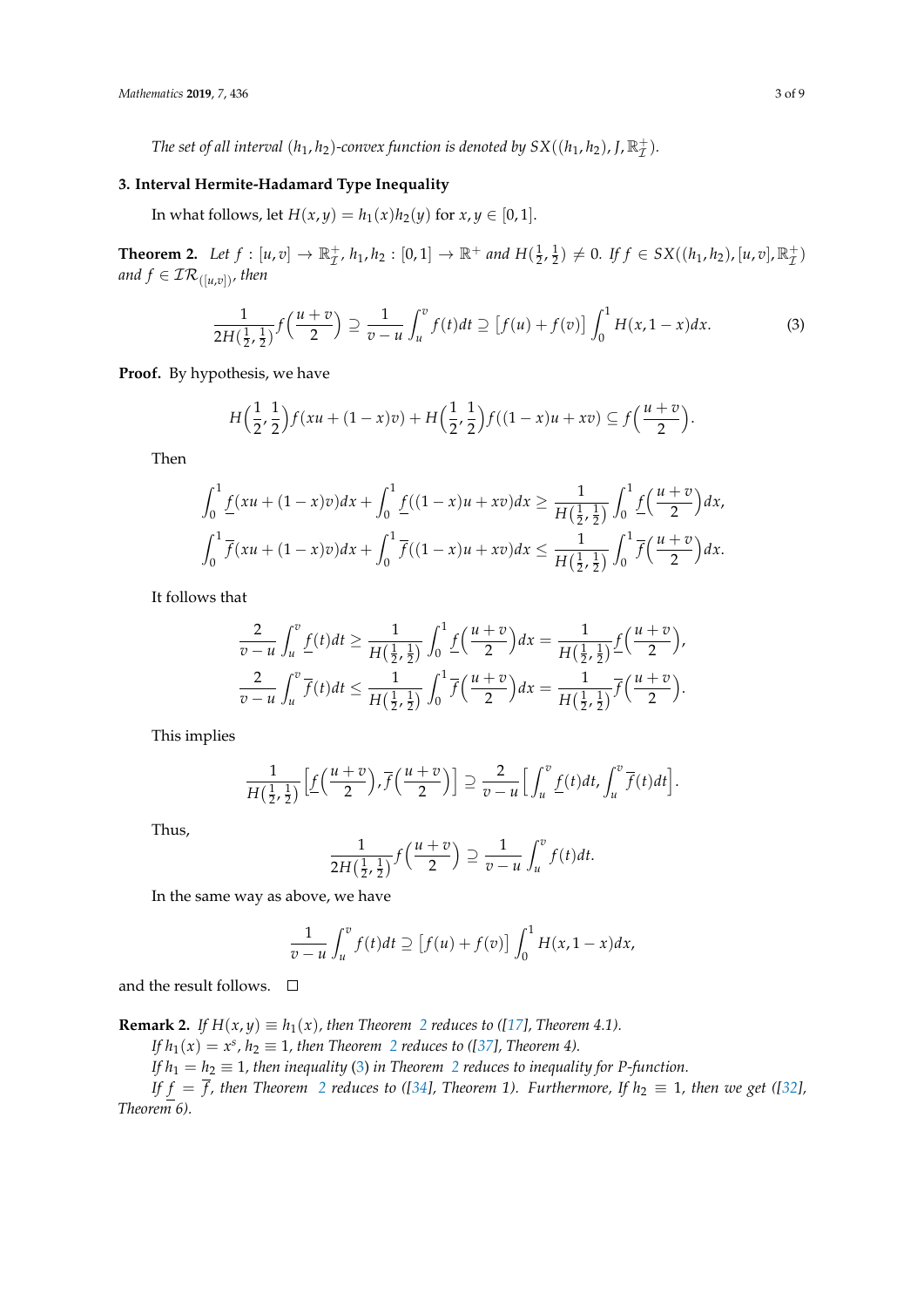*The set of all interval $(h_1, h_2)$-convex function is denoted by $SX((h_1, h_2), J, \mathbb{R}_{\mathcal{I}}^+)$.*

## 3. Interval Hermite-Hadamard Type Inequality

In what follows, let $H(x, y) = h_1(x)h_2(y)$ for $x, y \in [0, 1]$.

**Theorem 2.** *Let $f : [u, v] \to \mathbb{R}_{\mathcal{I}}^+$, $h_1, h_2 : [0, 1] \to \mathbb{R}^+$ and $H(\frac{1}{2}, \frac{1}{2}) \neq 0$. If $f \in SX((h_1, h_2), [u, v], \mathbb{R}_{\mathcal{I}}^+)$ and $f \in \mathcal{IR}_{([u,v])}$, then*

$$\frac{1}{2H(\frac{1}{2}, \frac{1}{2})} f\Big(\frac{u+v}{2}\Big) \supseteq \frac{1}{v-u} \int_u^v f(t)dt \supseteq \big[f(u) + f(v)\big] \int_0^1 H(x, 1-x)dx. \tag{3}$$

**Proof.** By hypothesis, we have

$$H\Big(\frac{1}{2}, \frac{1}{2}\Big) f(xu + (1-x)v) + H\Big(\frac{1}{2}, \frac{1}{2}\Big) f((1-x)u + xv) \subseteq f\Big(\frac{u+v}{2}\Big).$$

Then

$$\int_0^1 \underline{f}(xu + (1-x)v)dx + \int_0^1 \underline{f}((1-x)u + xv)dx \geq \frac{1}{H(\frac{1}{2}, \frac{1}{2})} \int_0^1 \underline{f}\Big(\frac{u+v}{2}\Big)dx,$$
$$\int_0^1 \overline{f}(xu + (1-x)v)dx + \int_0^1 \overline{f}((1-x)u + xv)dx \leq \frac{1}{H(\frac{1}{2}, \frac{1}{2})} \int_0^1 \overline{f}\Big(\frac{u+v}{2}\Big)dx.$$

It follows that

$$\frac{2}{v-u} \int_u^v \underline{f}(t)dt \geq \frac{1}{H(\frac{1}{2}, \frac{1}{2})} \int_0^1 \underline{f}\Big(\frac{u+v}{2}\Big)dx = \frac{1}{H(\frac{1}{2}, \frac{1}{2})} \underline{f}\Big(\frac{u+v}{2}\Big),$$
$$\frac{2}{v-u} \int_u^v \overline{f}(t)dt \leq \frac{1}{H(\frac{1}{2}, \frac{1}{2})} \int_0^1 \overline{f}\Big(\frac{u+v}{2}\Big)dx = \frac{1}{H(\frac{1}{2}, \frac{1}{2})} \overline{f}\Big(\frac{u+v}{2}\Big).$$

This implies

$$\frac{1}{H(\frac{1}{2}, \frac{1}{2})} \Big[\underline{f}\Big(\frac{u+v}{2}\Big), \overline{f}\Big(\frac{u+v}{2}\Big)\Big] \supseteq \frac{2}{v-u} \Big[\int_u^v \underline{f}(t)dt, \int_u^v \overline{f}(t)dt\Big].$$

Thus,

$$\frac{1}{2H(\frac{1}{2}, \frac{1}{2})} f\Big(\frac{u+v}{2}\Big) \supseteq \frac{1}{v-u} \int_u^v f(t)dt.$$

In the same way as above, we have

$$\frac{1}{v-u} \int_u^v f(t)dt \supseteq \big[f(u) + f(v)\big] \int_0^1 H(x, 1-x)dx,$$

and the result follows. $\square$

**Remark 2.** *If $H(x, y) \equiv h_1(x)$, then Theorem 2 reduces to ([17], Theorem 4.1).*

*If $h_1(x) = x^s$, $h_2 \equiv 1$, then Theorem 2 reduces to ([37], Theorem 4).*

*If $h_1 = h_2 \equiv 1$, then inequality (3) in Theorem 2 reduces to inequality for P-function.*

*If $\underline{f} = \overline{f}$, then Theorem 2 reduces to ([34], Theorem 1). Furthermore, If $h_2 \equiv 1$, then we get ([32], Theorem 6).*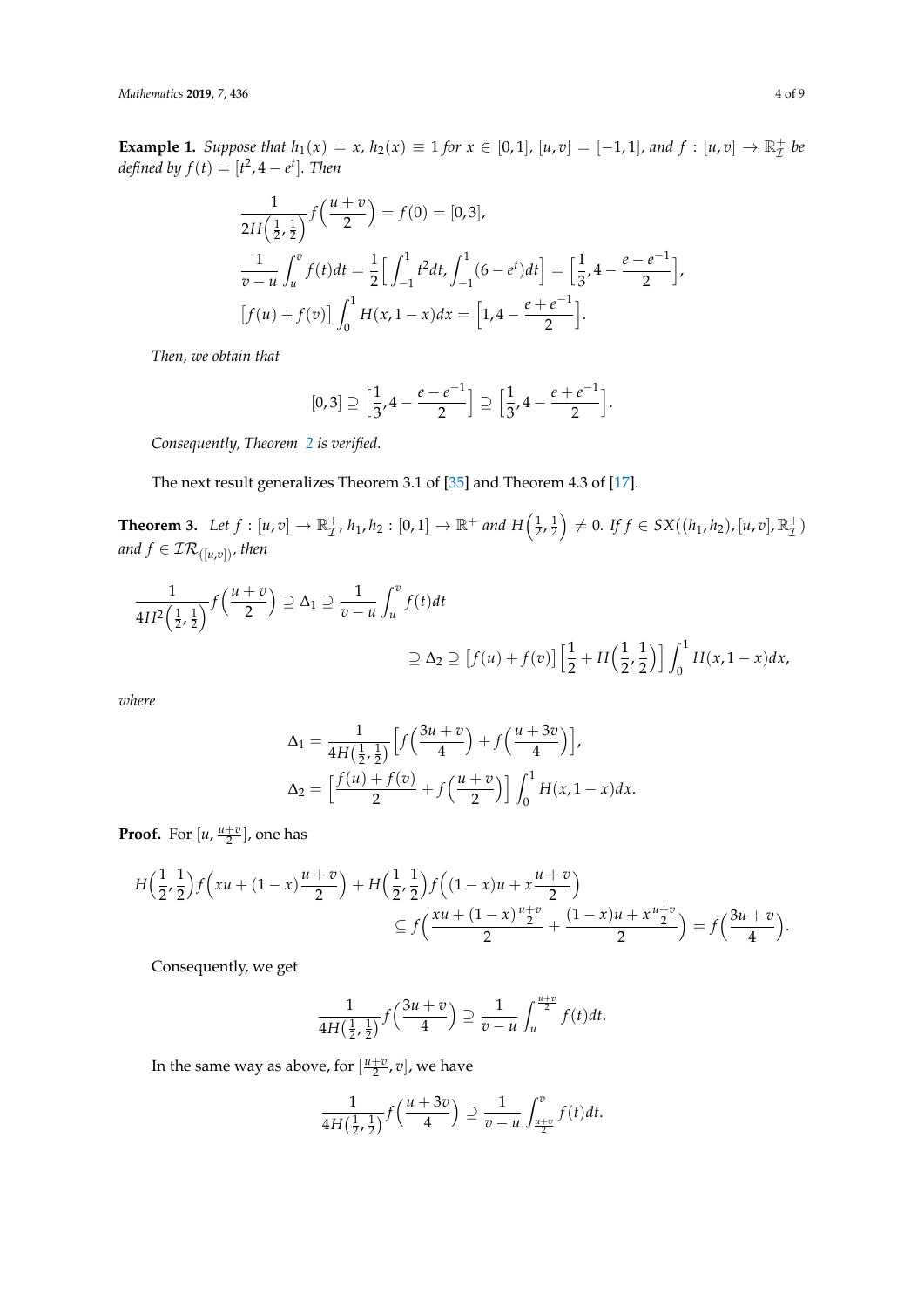**Example 1.** *Suppose that $h_1(x) = x$, $h_2(x) \equiv 1$ for $x \in [0,1]$, $[u,v] = [-1,1]$, and $f : [u,v] \to \mathbb{R}^+_{\mathcal{I}}$ be defined by $f(t) = [t^2, 4 - e^t]$. Then*

$$
\begin{aligned}
&\frac{1}{2H\left(\frac{1}{2},\frac{1}{2}\right)} f\Big(\frac{u+v}{2}\Big) = f(0) = [0,3],\\
&\frac{1}{v-u}\int_u^v f(t)dt = \frac{1}{2}\Big[\int_{-1}^{1} t^2 dt, \int_{-1}^{1}(6-e^t)dt\Big] = \Big[\frac{1}{3}, 4 - \frac{e-e^{-1}}{2}\Big],\\
&\big[f(u)+f(v)\big]\int_0^1 H(x,1-x)dx = \Big[1, 4 - \frac{e+e^{-1}}{2}\Big].
\end{aligned}
$$

*Then, we obtain that*

$$
[0,3] \supseteq \Big[\frac{1}{3}, 4 - \frac{e-e^{-1}}{2}\Big] \supseteq \Big[\frac{1}{3}, 4 - \frac{e+e^{-1}}{2}\Big].
$$

*Consequently, Theorem 2 is verified.*

The next result generalizes Theorem 3.1 of [35] and Theorem 4.3 of [17].

**Theorem 3.** *Let $f : [u,v] \to \mathbb{R}^+_{\mathcal{I}}$, $h_1, h_2 : [0,1] \to \mathbb{R}^+$ and $H\left(\frac{1}{2},\frac{1}{2}\right) \neq 0$. If $f \in SX((h_1,h_2),[u,v],\mathbb{R}^+_{\mathcal{I}})$ and $f \in \mathcal{IR}_{([u,v])}$, then*

$$
\frac{1}{4H^2\left(\frac{1}{2},\frac{1}{2}\right)} f\Big(\frac{u+v}{2}\Big) \supseteq \Delta_1 \supseteq \frac{1}{v-u}\int_u^v f(t)dt \supseteq \Delta_2 \supseteq \big[f(u)+f(v)\big]\Big[\frac{1}{2} + H\Big(\frac{1}{2},\frac{1}{2}\Big)\Big]\int_0^1 H(x,1-x)dx,
$$

*where*

$$
\begin{aligned}
\Delta_1 &= \frac{1}{4H\left(\frac{1}{2},\frac{1}{2}\right)}\Big[f\Big(\frac{3u+v}{4}\Big) + f\Big(\frac{u+3v}{4}\Big)\Big],\\
\Delta_2 &= \Big[\frac{f(u)+f(v)}{2} + f\Big(\frac{u+v}{2}\Big)\Big]\int_0^1 H(x,1-x)dx.
\end{aligned}
$$

**Proof.** For $[u, \frac{u+v}{2}]$, one has

$$
H\Big(\frac{1}{2},\frac{1}{2}\Big) f\Big(xu + (1-x)\frac{u+v}{2}\Big) + H\Big(\frac{1}{2},\frac{1}{2}\Big) f\Big((1-x)u + x\frac{u+v}{2}\Big) \subseteq f\Big(\frac{xu + (1-x)\frac{u+v}{2}}{2} + \frac{(1-x)u + x\frac{u+v}{2}}{2}\Big) = f\Big(\frac{3u+v}{4}\Big).
$$

Consequently, we get

$$
\frac{1}{4H\left(\frac{1}{2},\frac{1}{2}\right)} f\Big(\frac{3u+v}{4}\Big) \supseteq \frac{1}{v-u}\int_u^{\frac{u+v}{2}} f(t)dt.
$$

In the same way as above, for $[\frac{u+v}{2}, v]$, we have

$$
\frac{1}{4H\left(\frac{1}{2},\frac{1}{2}\right)} f\Big(\frac{u+3v}{4}\Big) \supseteq \frac{1}{v-u}\int_{\frac{u+v}{2}}^{v} f(t)dt.
$$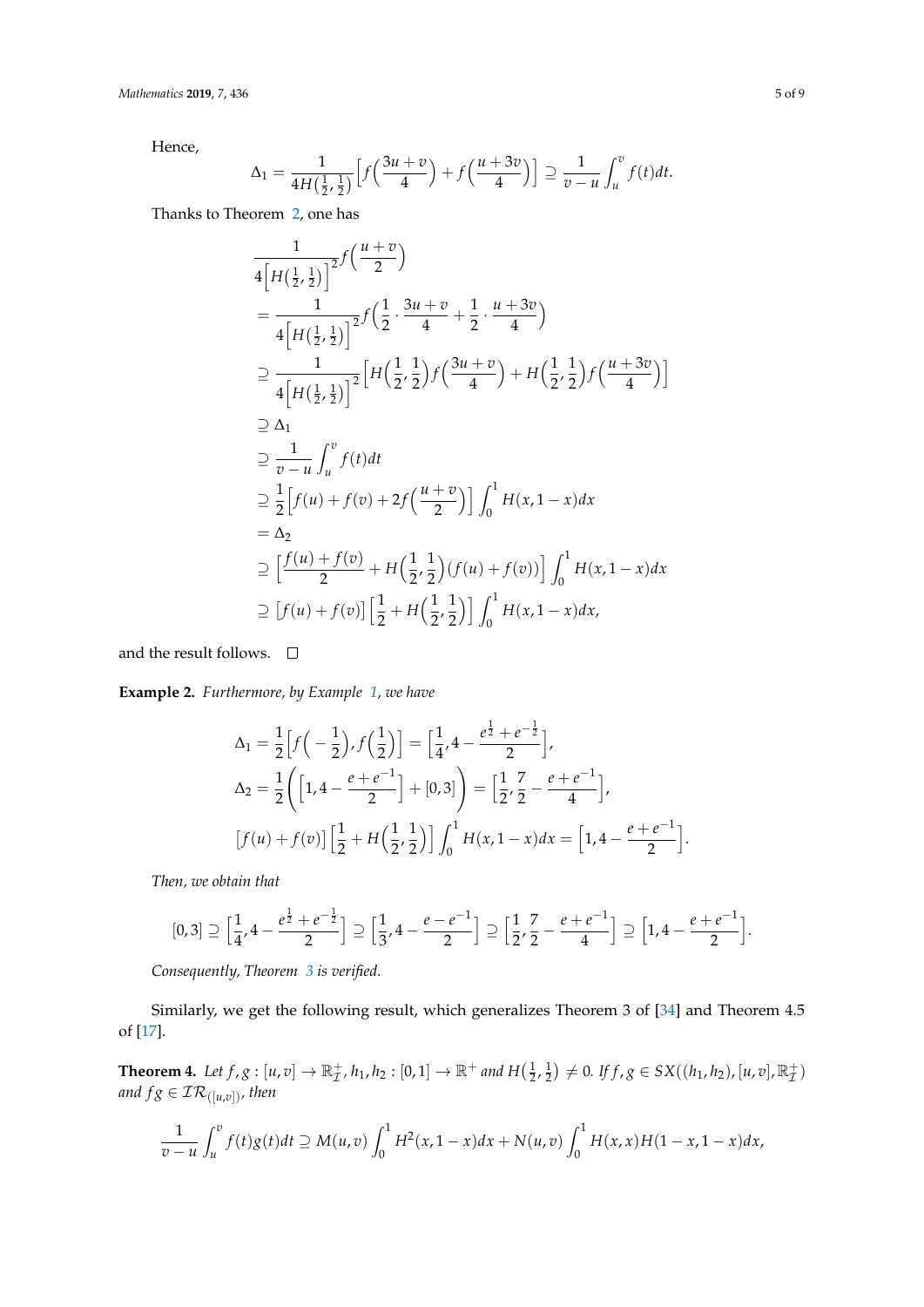Hence,

$$\Delta_1 = \frac{1}{4H\left(\frac{1}{2},\frac{1}{2}\right)}\left[f\left(\frac{3u+v}{4}\right)+f\left(\frac{u+3v}{4}\right)\right] \supseteq \frac{1}{v-u}\int_u^v f(t)dt.$$

Thanks to Theorem 2, one has

$$\begin{aligned}
&\frac{1}{4\left[H\left(\frac{1}{2},\frac{1}{2}\right)\right]^2} f\left(\frac{u+v}{2}\right) \\
&= \frac{1}{4\left[H\left(\frac{1}{2},\frac{1}{2}\right)\right]^2} f\left(\frac{1}{2}\cdot\frac{3u+v}{4}+\frac{1}{2}\cdot\frac{u+3v}{4}\right) \\
&\supseteq \frac{1}{4\left[H\left(\frac{1}{2},\frac{1}{2}\right)\right]^2}\left[H\left(\frac{1}{2},\frac{1}{2}\right)f\left(\frac{3u+v}{4}\right)+H\left(\frac{1}{2},\frac{1}{2}\right)f\left(\frac{u+3v}{4}\right)\right] \\
&\supseteq \Delta_1 \\
&\supseteq \frac{1}{v-u}\int_u^v f(t)dt \\
&\supseteq \frac{1}{2}\left[f(u)+f(v)+2f\left(\frac{u+v}{2}\right)\right]\int_0^1 H(x,1-x)dx \\
&= \Delta_2 \\
&\supseteq \left[\frac{f(u)+f(v)}{2}+H\left(\frac{1}{2},\frac{1}{2}\right)(f(u)+f(v))\right]\int_0^1 H(x,1-x)dx \\
&\supseteq \left[f(u)+f(v)\right]\left[\frac{1}{2}+H\left(\frac{1}{2},\frac{1}{2}\right)\right]\int_0^1 H(x,1-x)dx,
\end{aligned}$$

and the result follows. □

**Example 2.** *Furthermore, by Example 1, we have*

$$\begin{aligned}
\Delta_1 &= \frac{1}{2}\left[f\left(-\frac{1}{2}\right), f\left(\frac{1}{2}\right)\right] = \left[\frac{1}{4}, 4-\frac{e^{\frac{1}{2}}+e^{-\frac{1}{2}}}{2}\right], \\
\Delta_2 &= \frac{1}{2}\left(\left[1, 4-\frac{e+e^{-1}}{2}\right]+[0,3]\right) = \left[\frac{1}{2}, \frac{7}{2}-\frac{e+e^{-1}}{4}\right], \\
&\left[f(u)+f(v)\right]\left[\frac{1}{2}+H\left(\frac{1}{2},\frac{1}{2}\right)\right]\int_0^1 H(x,1-x)dx = \left[1, 4-\frac{e+e^{-1}}{2}\right].
\end{aligned}$$

*Then, we obtain that*

$$[0,3] \supseteq \left[\frac{1}{4}, 4-\frac{e^{\frac{1}{2}}+e^{-\frac{1}{2}}}{2}\right] \supseteq \left[\frac{1}{3}, 4-\frac{e-e^{-1}}{2}\right] \supseteq \left[\frac{1}{2}, \frac{7}{2}-\frac{e+e^{-1}}{4}\right] \supseteq \left[1, 4-\frac{e+e^{-1}}{2}\right].$$

*Consequently, Theorem 3 is verified.*

Similarly, we get the following result, which generalizes Theorem 3 of [34] and Theorem 4.5 of [17].

**Theorem 4.** *Let $f, g : [u,v] \to \mathbb{R}^+_{\mathcal{I}}$, $h_1, h_2 : [0,1] \to \mathbb{R}^+$ and $H\left(\frac{1}{2},\frac{1}{2}\right) \neq 0$. If $f, g \in SX((h_1,h_2),[u,v],\mathbb{R}^+_{\mathcal{I}})$ and $fg \in \mathcal{IR}_{([u,v])}$, then*

$$\frac{1}{v-u}\int_u^v f(t)g(t)dt \supseteq M(u,v)\int_0^1 H^2(x,1-x)dx + N(u,v)\int_0^1 H(x,x)H(1-x,1-x)dx,$$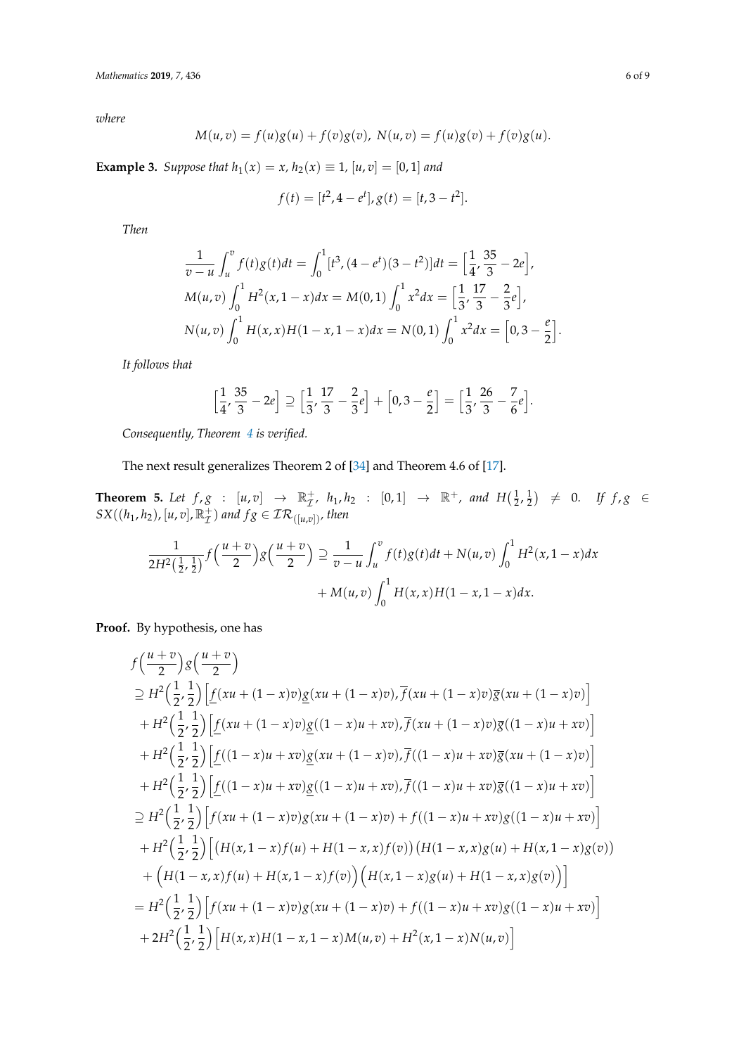*where*

$$M(u,v) = f(u)g(u) + f(v)g(v), \; N(u,v) = f(u)g(v) + f(v)g(u).$$

**Example 3.** *Suppose that $h_1(x) = x$, $h_2(x) \equiv 1$, $[u,v] = [0,1]$ and*

$$f(t) = [t^2, 4 - e^t], g(t) = [t, 3 - t^2].$$

*Then*

$$\frac{1}{v-u}\int_u^v f(t)g(t)dt = \int_0^1 [t^3, (4-e^t)(3-t^2)]dt = \Big[\frac{1}{4}, \frac{35}{3} - 2e\Big],$$
$$M(u,v)\int_0^1 H^2(x, 1-x)dx = M(0,1)\int_0^1 x^2 dx = \Big[\frac{1}{3}, \frac{17}{3} - \frac{2}{3}e\Big],$$
$$N(u,v)\int_0^1 H(x,x)H(1-x,1-x)dx = N(0,1)\int_0^1 x^2 dx = \Big[0, 3 - \frac{e}{2}\Big].$$

*It follows that*

$$\Big[\frac{1}{4}, \frac{35}{3} - 2e\Big] \supseteq \Big[\frac{1}{3}, \frac{17}{3} - \frac{2}{3}e\Big] + \Big[0, 3 - \frac{e}{2}\Big] = \Big[\frac{1}{3}, \frac{26}{3} - \frac{7}{6}e\Big].$$

*Consequently, Theorem 4 is verified.*

The next result generalizes Theorem 2 of [34] and Theorem 4.6 of [17].

**Theorem 5.** *Let $f, g : [u,v] \to \mathbb{R}_{\mathcal{I}}^+$, $h_1, h_2 : [0,1] \to \mathbb{R}^+$, and $H(\frac{1}{2}, \frac{1}{2}) \neq 0$. If $f, g \in SX((h_1,h_2),[u,v],\mathbb{R}_{\mathcal{I}}^+)$ and $fg \in \mathcal{IR}_{([u,v])}$, then*

$$\frac{1}{2H^2(\frac{1}{2},\frac{1}{2})} f\Big(\frac{u+v}{2}\Big) g\Big(\frac{u+v}{2}\Big) \supseteq \frac{1}{v-u}\int_u^v f(t)g(t)dt + N(u,v)\int_0^1 H^2(x,1-x)dx$$
$$+ M(u,v)\int_0^1 H(x,x)H(1-x,1-x)dx.$$

**Proof.** By hypothesis, one has

$$\begin{aligned}
& f\Big(\frac{u+v}{2}\Big) g\Big(\frac{u+v}{2}\Big) \\
& \supseteq H^2\Big(\frac{1}{2},\frac{1}{2}\Big)\Big[\underline{f}(xu+(1-x)v)\underline{g}(xu+(1-x)v), \overline{f}(xu+(1-x)v)\overline{g}(xu+(1-x)v)\Big] \\
& + H^2\Big(\frac{1}{2},\frac{1}{2}\Big)\Big[\underline{f}(xu+(1-x)v)\underline{g}((1-x)u+xv), \overline{f}(xu+(1-x)v)\overline{g}((1-x)u+xv)\Big] \\
& + H^2\Big(\frac{1}{2},\frac{1}{2}\Big)\Big[\underline{f}((1-x)u+xv)\underline{g}(xu+(1-x)v), \overline{f}((1-x)u+xv)\overline{g}(xu+(1-x)v)\Big] \\
& + H^2\Big(\frac{1}{2},\frac{1}{2}\Big)\Big[\underline{f}((1-x)u+xv)\underline{g}((1-x)u+xv), \overline{f}((1-x)u+xv)\overline{g}((1-x)u+xv)\Big] \\
& \supseteq H^2\Big(\frac{1}{2},\frac{1}{2}\Big)\Big[f(xu+(1-x)v)g(xu+(1-x)v) + f((1-x)u+xv)g((1-x)u+xv)\Big] \\
& + H^2\Big(\frac{1}{2},\frac{1}{2}\Big)\Big[\big(H(x,1-x)f(u) + H(1-x,x)f(v)\big)\big(H(1-x,x)g(u) + H(x,1-x)g(v)\big) \\
& + \Big(H(1-x,x)f(u) + H(x,1-x)f(v)\Big)\Big(H(x,1-x)g(u) + H(1-x,x)g(v)\Big)\Big] \\
& = H^2\Big(\frac{1}{2},\frac{1}{2}\Big)\Big[f(xu+(1-x)v)g(xu+(1-x)v) + f((1-x)u+xv)g((1-x)u+xv)\Big] \\
& + 2H^2\Big(\frac{1}{2},\frac{1}{2}\Big)\Big[H(x,x)H(1-x,1-x)M(u,v) + H^2(x,1-x)N(u,v)\Big]
\end{aligned}$$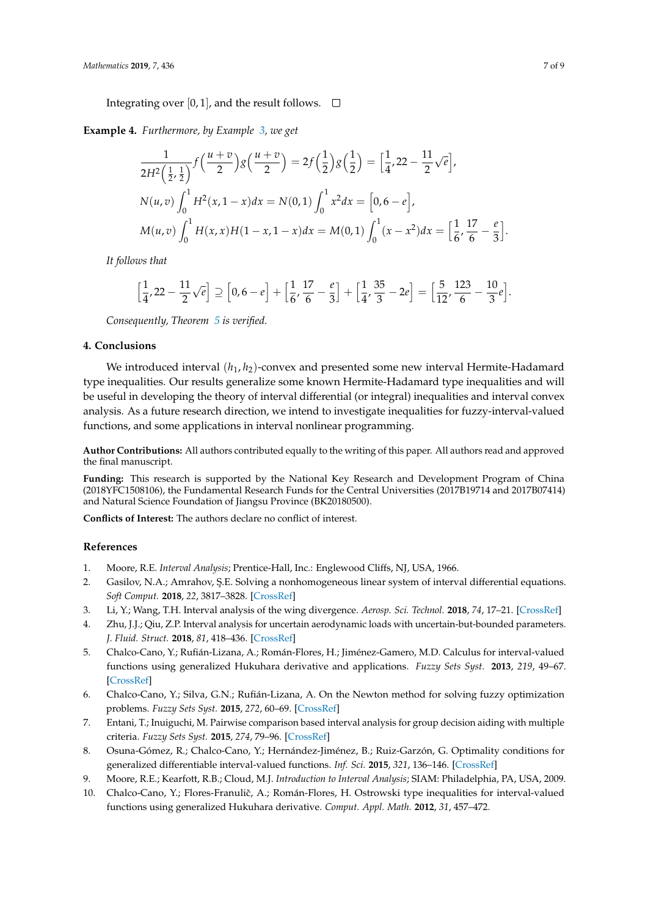Integrating over $[0,1]$, and the result follows. $\square$

**Example 4.** *Furthermore, by Example 3, we get*

$$\frac{1}{2H^2\left(\frac{1}{2},\frac{1}{2}\right)} f\left(\frac{u+v}{2}\right) g\left(\frac{u+v}{2}\right) = 2f\left(\frac{1}{2}\right) g\left(\frac{1}{2}\right) = \left[\frac{1}{4}, 22 - \frac{11}{2}\sqrt{e}\right],$$

$$N(u,v)\int_0^1 H^2(x,1-x)dx = N(0,1)\int_0^1 x^2 dx = \left[0, 6-e\right],$$

$$M(u,v)\int_0^1 H(x,x)H(1-x,1-x)dx = M(0,1)\int_0^1 (x-x^2)dx = \left[\frac{1}{6}, \frac{17}{6} - \frac{e}{3}\right].$$

*It follows that*

$$\left[\frac{1}{4}, 22 - \frac{11}{2}\sqrt{e}\right] \supseteq \left[0, 6-e\right] + \left[\frac{1}{6}, \frac{17}{6} - \frac{e}{3}\right] + \left[\frac{1}{4}, \frac{35}{3} - 2e\right] = \left[\frac{5}{12}, \frac{123}{6} - \frac{10}{3}e\right].$$

*Consequently, Theorem 5 is verified.*

## 4. Conclusions

We introduced interval $(h_1, h_2)$-convex and presented some new interval Hermite-Hadamard type inequalities. Our results generalize some known Hermite-Hadamard type inequalities and will be useful in developing the theory of interval differential (or integral) inequalities and interval convex analysis. As a future research direction, we intend to investigate inequalities for fuzzy-interval-valued functions, and some applications in interval nonlinear programming.

**Author Contributions:** All authors contributed equally to the writing of this paper. All authors read and approved the final manuscript.

**Funding:** This research is supported by the National Key Research and Development Program of China (2018YFC1508106), the Fundamental Research Funds for the Central Universities (2017B19714 and 2017B07414) and Natural Science Foundation of Jiangsu Province (BK20180500).

**Conflicts of Interest:** The authors declare no conflict of interest.

## References

1. Moore, R.E. *Interval Analysis*; Prentice-Hall, Inc.: Englewood Cliffs, NJ, USA, 1966.
2. Gasilov, N.A.; Amrahov, Ş.E. Solving a nonhomogeneous linear system of interval differential equations. *Soft Comput.* **2018**, *22*, 3817–3828. [CrossRef]
3. Li, Y.; Wang, T.H. Interval analysis of the wing divergence. *Aerosp. Sci. Technol.* **2018**, *74*, 17–21. [CrossRef]
4. Zhu, J.J.; Qiu, Z.P. Interval analysis for uncertain aerodynamic loads with uncertain-but-bounded parameters. *J. Fluid. Struct.* **2018**, *81*, 418–436. [CrossRef]
5. Chalco-Cano, Y.; Rufián-Lizana, A.; Román-Flores, H.; Jiménez-Gamero, M.D. Calculus for interval-valued functions using generalized Hukuhara derivative and applications. *Fuzzy Sets Syst.* **2013**, *219*, 49–67. [CrossRef]
6. Chalco-Cano, Y.; Silva, G.N.; Rufián-Lizana, A. On the Newton method for solving fuzzy optimization problems. *Fuzzy Sets Syst.* **2015**, *272*, 60–69. [CrossRef]
7. Entani, T.; Inuiguchi, M. Pairwise comparison based interval analysis for group decision aiding with multiple criteria. *Fuzzy Sets Syst.* **2015**, *274*, 79–96. [CrossRef]
8. Osuna-Gómez, R.; Chalco-Cano, Y.; Hernández-Jiménez, B.; Ruiz-Garzón, G. Optimality conditions for generalized differentiable interval-valued functions. *Inf. Sci.* **2015**, *321*, 136–146. [CrossRef]
9. Moore, R.E.; Kearfott, R.B.; Cloud, M.J. *Introduction to Interval Analysis*; SIAM: Philadelphia, PA, USA, 2009.
10. Chalco-Cano, Y.; Flores-Franulič, A.; Román-Flores, H. Ostrowski type inequalities for interval-valued functions using generalized Hukuhara derivative. *Comput. Appl. Math.* **2012**, *31*, 457–472.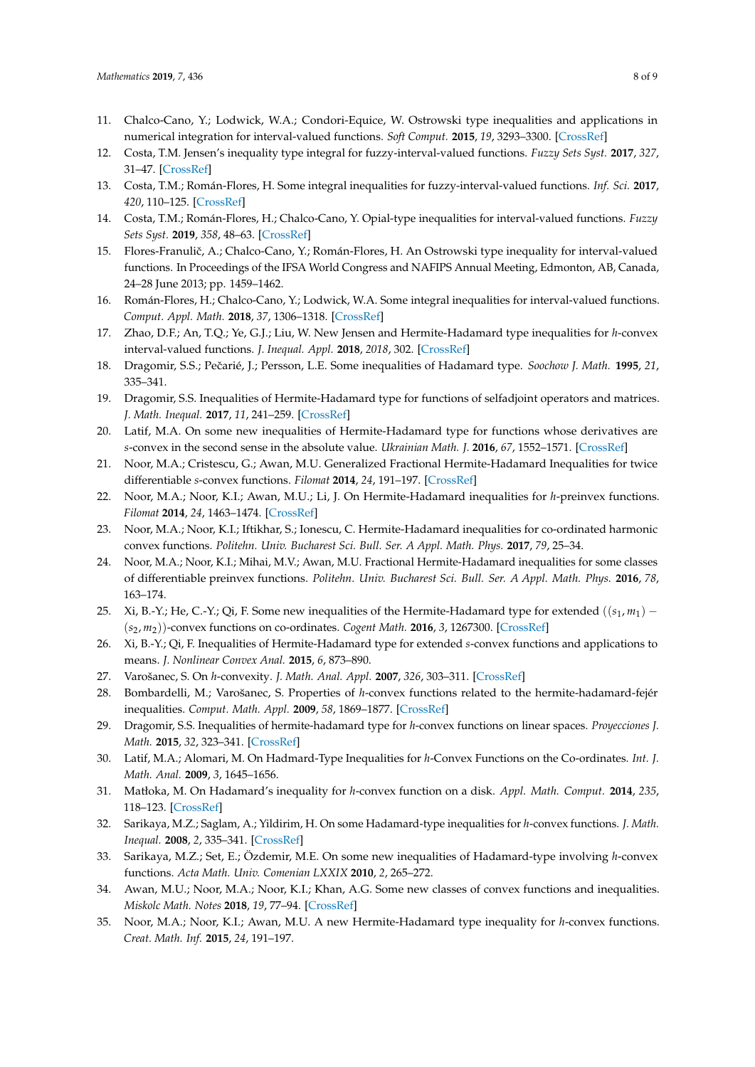11. Chalco-Cano, Y.; Lodwick, W.A.; Condori-Equice, W. Ostrowski type inequalities and applications in numerical integration for interval-valued functions. *Soft Comput.* **2015**, *19*, 3293–3300. [CrossRef]
12. Costa, T.M. Jensen's inequality type integral for fuzzy-interval-valued functions. *Fuzzy Sets Syst.* **2017**, *327*, 31–47. [CrossRef]
13. Costa, T.M.; Román-Flores, H. Some integral inequalities for fuzzy-interval-valued functions. *Inf. Sci.* **2017**, *420*, 110–125. [CrossRef]
14. Costa, T.M.; Román-Flores, H.; Chalco-Cano, Y. Opial-type inequalities for interval-valued functions. *Fuzzy Sets Syst.* **2019**, *358*, 48–63. [CrossRef]
15. Flores-Franulič, A.; Chalco-Cano, Y.; Román-Flores, H. An Ostrowski type inequality for interval-valued functions. In Proceedings of the IFSA World Congress and NAFIPS Annual Meeting, Edmonton, AB, Canada, 24–28 June 2013; pp. 1459–1462.
16. Román-Flores, H.; Chalco-Cano, Y.; Lodwick, W.A. Some integral inequalities for interval-valued functions. *Comput. Appl. Math.* **2018**, *37*, 1306–1318. [CrossRef]
17. Zhao, D.F.; An, T.Q.; Ye, G.J.; Liu, W. New Jensen and Hermite-Hadamard type inequalities for *h*-convex interval-valued functions. *J. Inequal. Appl.* **2018**, *2018*, 302. [CrossRef]
18. Dragomir, S.S.; Pečarié, J.; Persson, L.E. Some inequalities of Hadamard type. *Soochow J. Math.* **1995**, *21*, 335–341.
19. Dragomir, S.S. Inequalities of Hermite-Hadamard type for functions of selfadjoint operators and matrices. *J. Math. Inequal.* **2017**, *11*, 241–259. [CrossRef]
20. Latif, M.A. On some new inequalities of Hermite-Hadamard type for functions whose derivatives are *s*-convex in the second sense in the absolute value. *Ukrainian Math. J.* **2016**, *67*, 1552–1571. [CrossRef]
21. Noor, M.A.; Cristescu, G.; Awan, M.U. Generalized Fractional Hermite-Hadamard Inequalities for twice differentiable *s*-convex functions. *Filomat* **2014**, *24*, 191–197. [CrossRef]
22. Noor, M.A.; Noor, K.I.; Awan, M.U.; Li, J. On Hermite-Hadamard inequalities for *h*-preinvex functions. *Filomat* **2014**, *24*, 1463–1474. [CrossRef]
23. Noor, M.A.; Noor, K.I.; Iftikhar, S.; Ionescu, C. Hermite-Hadamard inequalities for co-ordinated harmonic convex functions. *Politehn. Univ. Bucharest Sci. Bull. Ser. A Appl. Math. Phys.* **2017**, *79*, 25–34.
24. Noor, M.A.; Noor, K.I.; Mihai, M.V.; Awan, M.U. Fractional Hermite-Hadamard inequalities for some classes of differentiable preinvex functions. *Politehn. Univ. Bucharest Sci. Bull. Ser. A Appl. Math. Phys.* **2016**, *78*, 163–174.
25. Xi, B.-Y.; He, C.-Y.; Qi, F. Some new inequalities of the Hermite-Hadamard type for extended $((s_1, m_1) - (s_2, m_2))$-convex functions on co-ordinates. *Cogent Math.* **2016**, *3*, 1267300. [CrossRef]
26. Xi, B.-Y.; Qi, F. Inequalities of Hermite-Hadamard type for extended *s*-convex functions and applications to means. *J. Nonlinear Convex Anal.* **2015**, *6*, 873–890.
27. Varošanec, S. On *h*-convexity. *J. Math. Anal. Appl.* **2007**, *326*, 303–311. [CrossRef]
28. Bombardelli, M.; Varošanec, S. Properties of *h*-convex functions related to the hermite-hadamard-fejér inequalities. *Comput. Math. Appl.* **2009**, *58*, 1869–1877. [CrossRef]
29. Dragomir, S.S. Inequalities of hermite-hadamard type for *h*-convex functions on linear spaces. *Proyecciones J. Math.* **2015**, *32*, 323–341. [CrossRef]
30. Latif, M.A.; Alomari, M. On Hadmard-Type Inequalities for *h*-Convex Functions on the Co-ordinates. *Int. J. Math. Anal.* **2009**, *3*, 1645–1656.
31. Matłoka, M. On Hadamard's inequality for *h*-convex function on a disk. *Appl. Math. Comput.* **2014**, *235*, 118–123. [CrossRef]
32. Sarikaya, M.Z.; Saglam, A.; Yildirim, H. On some Hadamard-type inequalities for *h*-convex functions. *J. Math. Inequal.* **2008**, *2*, 335–341. [CrossRef]
33. Sarikaya, M.Z.; Set, E.; Özdemir, M.E. On some new inequalities of Hadamard-type involving *h*-convex functions. *Acta Math. Univ. Comenian LXXIX* **2010**, *2*, 265–272.
34. Awan, M.U.; Noor, M.A.; Noor, K.I.; Khan, A.G. Some new classes of convex functions and inequalities. *Miskolc Math. Notes* **2018**, *19*, 77–94. [CrossRef]
35. Noor, M.A.; Noor, K.I.; Awan, M.U. A new Hermite-Hadamard type inequality for *h*-convex functions. *Creat. Math. Inf.* **2015**, *24*, 191–197.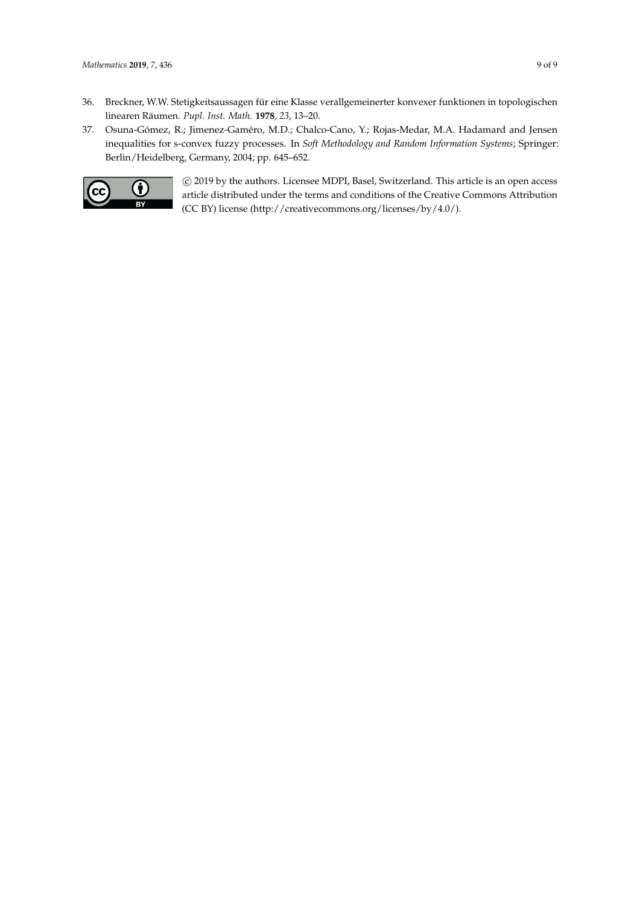36. Breckner, W.W. Stetigkeitsaussagen für eine Klasse verallgemeinerter konvexer funktionen in topologischen linearen Räumen. *Pupl. Inst. Math.* **1978**, *23*, 13–20.
37. Osuna-Gómez, R.; Jimenez-Gaméro, M.D.; Chalco-Cano, Y.; Rojas-Medar, M.A. Hadamard and Jensen inequalities for s-convex fuzzy processes. In *Soft Methodology and Random Information Systems*; Springer: Berlin/Heidelberg, Germany, 2004; pp. 645–652.

© 2019 by the authors. Licensee MDPI, Basel, Switzerland. This article is an open access article distributed under the terms and conditions of the Creative Commons Attribution (CC BY) license (http://creativecommons.org/licenses/by/4.0/).